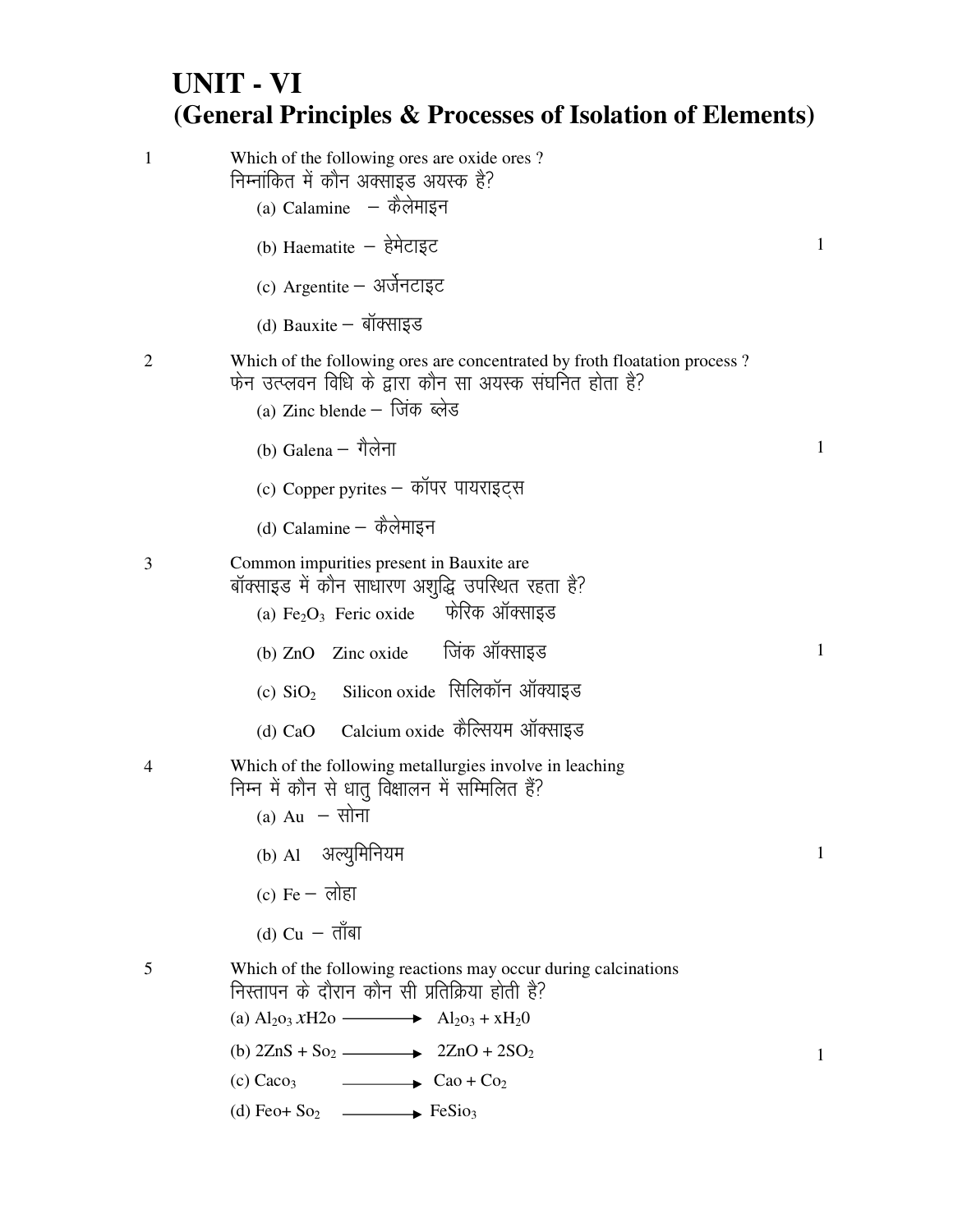# UNIT - VI
## (General Principles & Processes of Isolation of Elements)

1 Which of the following ores are oxide ores ?
निम्नांकित में कौन अक्साइड अयस्क है?

(a) Calamine – कैलेमाइन

(b) Haematite – हेमेटाइट

(c) Argentite – अर्जेनटाइट

(d) Bauxite – बॉक्साइड

1

2 Which of the following ores are concentrated by froth floatation process ?
फेन उत्प्लवन विधि के द्वारा कौन सा अयस्क संघनित होता है?

(a) Zinc blende – जिंक ब्लेड

(b) Galena – गैलेना

(c) Copper pyrites – कॉपर पायराइट्स

(d) Calamine – कैलेमाइन

1

3 Common impurities present in Bauxite are
बॉक्साइड में कौन साधारण अशुद्धि उपस्थित रहता है?

(a) $Fe_2O_3$ Feric oxide फेरिक ऑक्साइड

(b) ZnO Zinc oxide जिंक ऑक्साइड

(c) $SiO_2$ Silicon oxide सिलिकॉन ऑक्याइड

(d) CaO Calcium oxide कैल्सियम ऑक्साइड

1

4 Which of the following metallurgies involve in leaching
निम्न में कौन से धातु विक्षालन में सम्मिलित हैं?

(a) Au – सोना

(b) Al अल्युमिनियम

(c) Fe – लोहा

(d) Cu – ताँबा

1

5 Which of the following reactions may occur during calcinations
निस्तापन के दौरान कौन सी प्रतिक्रिया होती है?

(a) $Al_2o_3\, xH2o \longrightarrow Al_2o_3 + xH_20$

(b) $2ZnS + So_2 \longrightarrow 2ZnO + 2SO_2$

(c) $Caco_3 \longrightarrow Cao + Co_2$

(d) $Feo + So_2 \longrightarrow FeSio_3$

1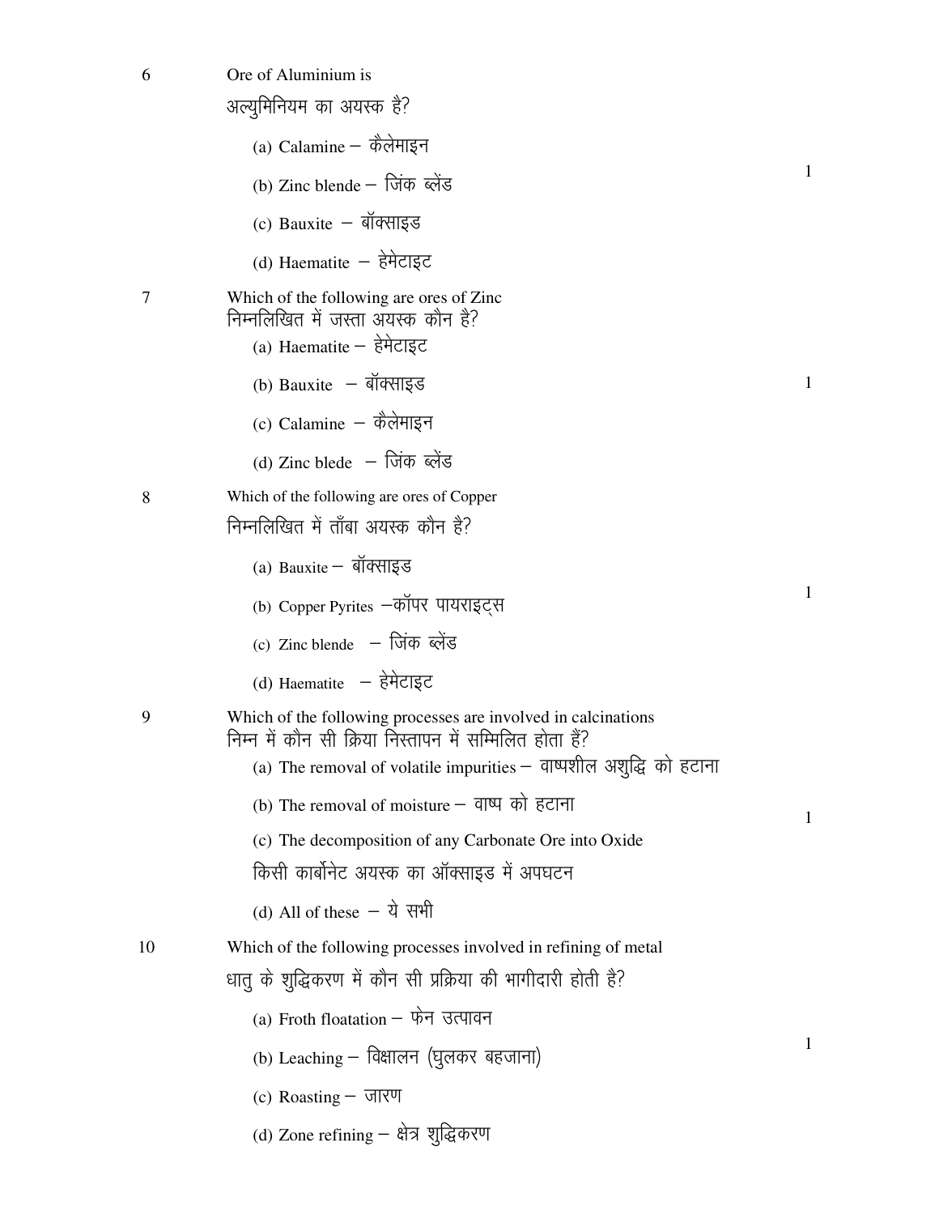6. Ore of Aluminium is
   अल्युमिनियम का अयस्क है? **1**
   - (a) Calamine – कैलेमाइन
   - (b) Zinc blende – जिंक ब्लेंड
   - (c) Bauxite – बॉक्साइड
   - (d) Haematite – हेमेटाइट

7. Which of the following are ores of Zinc
   निम्नलिखित में जस्ता अयस्क कौन है? **1**
   - (a) Haematite – हेमेटाइट
   - (b) Bauxite – बॉक्साइड
   - (c) Calamine – कैलेमाइन
   - (d) Zinc blede – जिंक ब्लेंड

8. Which of the following are ores of Copper
   निम्नलिखित में ताँबा अयस्क कौन है? **1**
   - (a) Bauxite – बॉक्साइड
   - (b) Copper Pyrites –कॉपर पायराइट्स
   - (c) Zinc blende – जिंक ब्लेंड
   - (d) Haematite – हेमेटाइट

9. Which of the following processes are involved in calcinations
   निम्न में कौन सी क्रिया निस्तापन में सम्मिलित होता हैं? **1**
   - (a) The removal of volatile impurities – वाष्पशील अशुद्धि को हटाना
   - (b) The removal of moisture – वाष्प को हटाना
   - (c) The decomposition of any Carbonate Ore into Oxide
     किसी कार्बोनेट अयस्क का ऑक्साइड में अपघटन
   - (d) All of these – ये सभी

10. Which of the following processes involved in refining of metal
    धातु के शुद्धिकरण में कौन सी प्रक्रिया की भागीदारी होती है? **1**
    - (a) Froth floatation – फेन उत्पावन
    - (b) Leaching – विक्षालन (घुलकर बहजाना)
    - (c) Roasting – जारण
    - (d) Zone refining – क्षेत्र शुद्धिकरण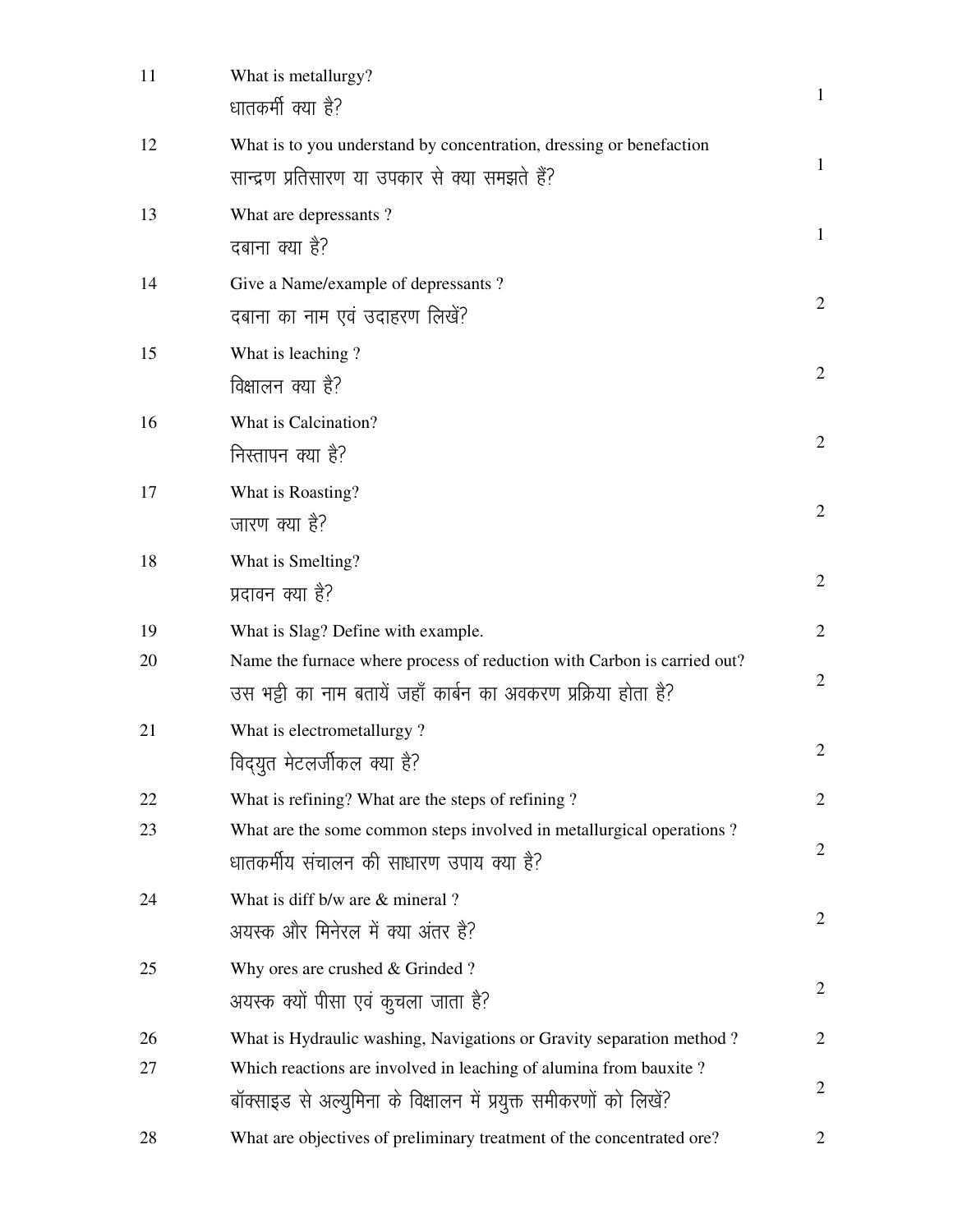| | | |
|---|---|---|
| 11 | What is metallurgy?<br>धातकर्मी क्या है? | 1 |
| 12 | What is to you understand by concentration, dressing or benefaction<br>सान्द्रण प्रतिसारण या उपकार से क्या समझते हैं? | 1 |
| 13 | What are depressants ?<br>दबाना क्या है? | 1 |
| 14 | Give a Name/example of depressants ?<br>दबाना का नाम एवं उदाहरण लिखें? | 2 |
| 15 | What is leaching ?<br>विक्षालन क्या है? | 2 |
| 16 | What is Calcination?<br>निस्तापन क्या है? | 2 |
| 17 | What is Roasting?<br>जारण क्या है? | 2 |
| 18 | What is Smelting?<br>प्रदावन क्या है? | 2 |
| 19 | What is Slag? Define with example. | 2 |
| 20 | Name the furnace where process of reduction with Carbon is carried out?<br>उस भट्टी का नाम बतायें जहाँ कार्बन का अवकरण प्रक्रिया होता है? | 2 |
| 21 | What is electrometallurgy ?<br>विद्युत मेटलर्जीकल क्या है? | 2 |
| 22 | What is refining? What are the steps of refining ? | 2 |
| 23 | What are the some common steps involved in metallurgical operations ?<br>धातकर्मीय संचालन की साधारण उपाय क्या है? | 2 |
| 24 | What is diff b/w are & mineral ?<br>अयस्क और मिनेरल में क्या अंतर है? | 2 |
| 25 | Why ores are crushed & Grinded ?<br>अयस्क क्यों पीसा एवं कुचला जाता है? | 2 |
| 26 | What is Hydraulic washing, Navigations or Gravity separation method ? | 2 |
| 27 | Which reactions are involved in leaching of alumina from bauxite ?<br>बॉक्साइड से अल्युमिना के विक्षालन में प्रयुक्त समीकरणों को लिखें? | 2 |
| 28 | What are objectives of preliminary treatment of the concentrated ore? | 2 |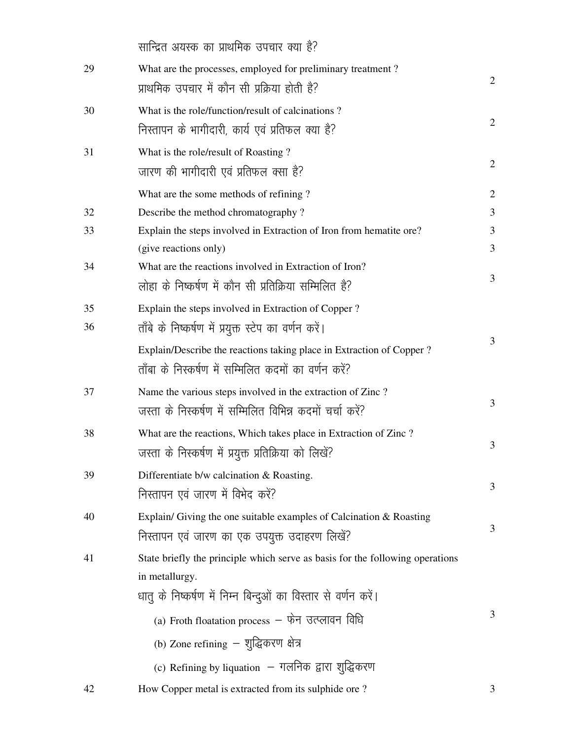| | | |
|---|---|---|
| | सान्द्रित अयस्क का प्राथमिक उपचार क्या है? | |
| 29 | What are the processes, employed for preliminary treatment ?<br>प्राथमिक उपचार में कौन सी प्रक्रिया होती है? | 2 |
| 30 | What is the role/function/result of calcinations ?<br>निस्तापन के भागीदारी, कार्य एवं प्रतिफल क्या है? | 2 |
| 31 | What is the role/result of Roasting ?<br>जारण की भागीदारी एवं प्रतिफल क्सा है? | 2 |
| | What are the some methods of refining ? | 2 |
| 32 | Describe the method chromatography ? | 3 |
| 33 | Explain the steps involved in Extraction of Iron from hematite ore? | 3 |
| | (give reactions only) | 3 |
| 34 | What are the reactions involved in Extraction of Iron?<br>लोहा के निष्कर्षण में कौन सी प्रतिक्रिया सम्मिलित है? | 3 |
| 35 | Explain the steps involved in Extraction of Copper ? | |
| 36 | ताँबे के निष्कर्षण में प्रयुक्त स्टेप का वर्णन करें।<br>Explain/Describe the reactions taking place in Extraction of Copper ?<br>ताँबा के निस्कर्षण में सम्मिलित कदमों का वर्णन करें? | 3 |
| 37 | Name the various steps involved in the extraction of Zinc ?<br>जस्ता के निस्कर्षण में सम्मिलित विभिन्न कदमों चर्चा करें? | 3 |
| 38 | What are the reactions, Which takes place in Extraction of Zinc ?<br>जस्ता के निस्कर्षण में प्रयुक्त प्रतिक्रिया को लिखें? | 3 |
| 39 | Differentiate b/w calcination & Roasting.<br>निस्तापन एवं जारण में विभेद करें? | 3 |
| 40 | Explain/ Giving the one suitable examples of Calcination & Roasting<br>निस्तापन एवं जारण का एक उपयुक्त उदाहरण लिखें? | 3 |
| 41 | State briefly the principle which serve as basis for the following operations in metallurgy.<br>धातु के निष्कर्षण में निम्न बिन्दुओं का विस्तार से वर्णन करें।<br>(a) Froth floatation process – फेन उत्प्लावन विधि<br>(b) Zone refining – शुद्धिकरण क्षेत्र<br>(c) Refining by liquation – गलनिक द्वारा शुद्धिकरण | 3 |
| 42 | How Copper metal is extracted from its sulphide ore ? | 3 |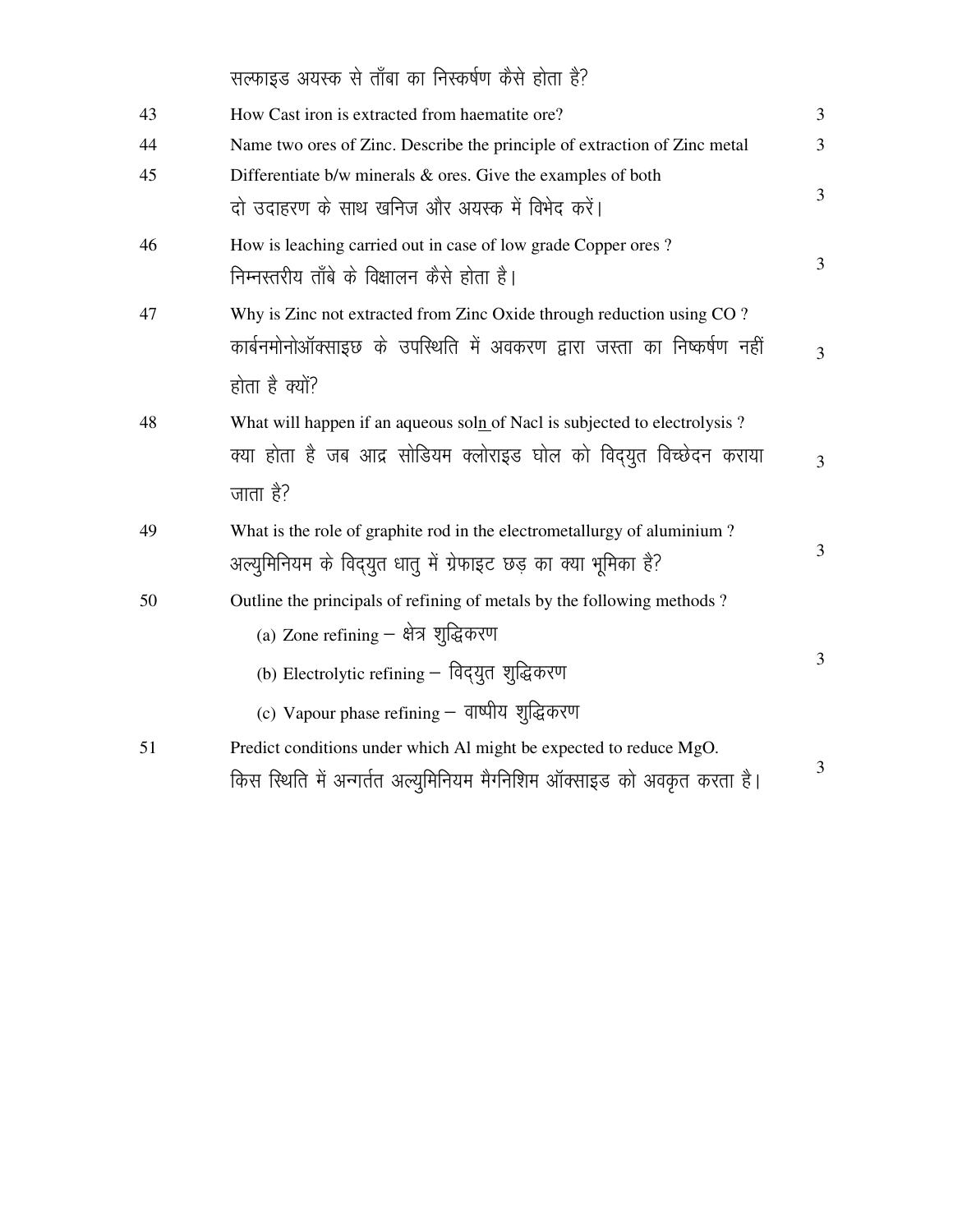सल्फाइड अयस्क से ताँबा का निस्कर्षण कैसे होता है?

| | | |
|---|---|---|
| 43 | How Cast iron is extracted from haematite ore? | 3 |
| 44 | Name two ores of Zinc. Describe the principle of extraction of Zinc metal | 3 |
| 45 | Differentiate b/w minerals & ores. Give the examples of both<br>दो उदाहरण के साथ खनिज और अयस्क में विभेद करें। | 3 |
| 46 | How is leaching carried out in case of low grade Copper ores ?<br>निम्नस्तरीय ताँबे के विक्षालन कैसे होता है। | 3 |
| 47 | Why is Zinc not extracted from Zinc Oxide through reduction using CO ?<br>कार्बनमोनोऑक्साइछ के उपस्थिति में अवकरण द्वारा जस्ता का निष्कर्षण नहीं होता है क्यों? | 3 |
| 48 | What will happen if an aqueous soln of Nacl is subjected to electrolysis ?<br>क्या होता है जब आद्र सोडियम क्लोराइड घोल को विद्युत विच्छेदन कराया जाता है? | 3 |
| 49 | What is the role of graphite rod in the electrometallurgy of aluminium ?<br>अल्युमिनियम के विद्युत धातु में ग्रेफाइट छड़ का क्या भूमिका है? | 3 |
| 50 | Outline the principals of refining of metals by the following methods ?<br>(a) Zone refining – क्षेत्र शुद्धिकरण<br>(b) Electrolytic refining – विद्युत शुद्धिकरण<br>(c) Vapour phase refining – वाष्पीय शुद्धिकरण | 3 |
| 51 | Predict conditions under which Al might be expected to reduce MgO.<br>किस स्थिति में अन्गर्तत अल्युमिनियम मैगनिशिम ऑक्साइड को अवकृत करता है। | 3 |